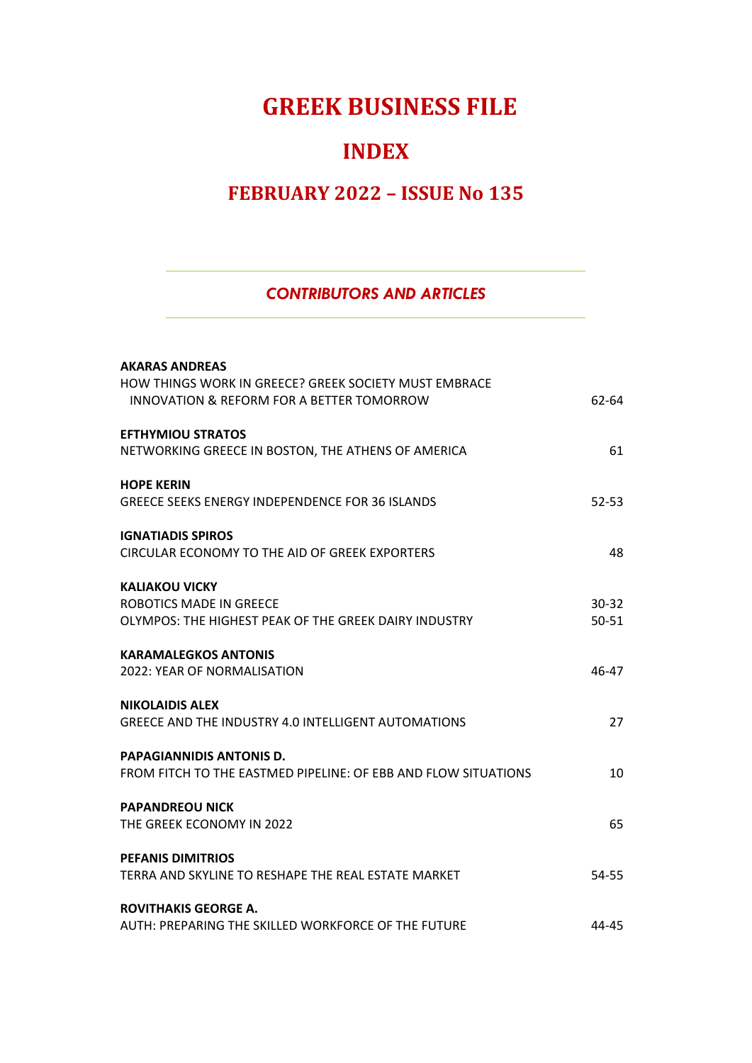# GREEK BUSINESS FILE

## INDEX

## FEBRUARY 2022 – ISSUE No 135

### *CONTRIBUTORS AND ARTICLES*

**AKARAS ANDREAS**
HOW THINGS WORK IN GREECE? GREEK SOCIETY MUST EMBRACE INNOVATION & REFORM FOR A BETTER TOMORROW — 62-64

**EFTHYMIOU STRATOS**
NETWORKING GREECE IN BOSTON, THE ATHENS OF AMERICA — 61

**HOPE KERIN**
GREECE SEEKS ENERGY INDEPENDENCE FOR 36 ISLANDS — 52-53

**IGNATIADIS SPIROS**
CIRCULAR ECONOMY TO THE AID OF GREEK EXPORTERS — 48

**KALIAKOU VICKY**
ROBOTICS MADE IN GREECE — 30-32
OLYMPOS: THE HIGHEST PEAK OF THE GREEK DAIRY INDUSTRY — 50-51

**KARAMALEGKOS ANTONIS**
2022: YEAR OF NORMALISATION — 46-47

**NIKOLAIDIS ALEX**
GREECE AND THE INDUSTRY 4.0 INTELLIGENT AUTOMATIONS — 27

**PAPAGIANNIDIS ANTONIS D.**
FROM FITCH TO THE EASTMED PIPELINE: OF EBB AND FLOW SITUATIONS — 10

**PAPANDREOU NICK**
THE GREEK ECONOMY IN 2022 — 65

**PEFANIS DIMITRIOS**
TERRA AND SKYLINE TO RESHAPE THE REAL ESTATE MARKET — 54-55

**ROVITHAKIS GEORGE A.**
AUTH: PREPARING THE SKILLED WORKFORCE OF THE FUTURE — 44-45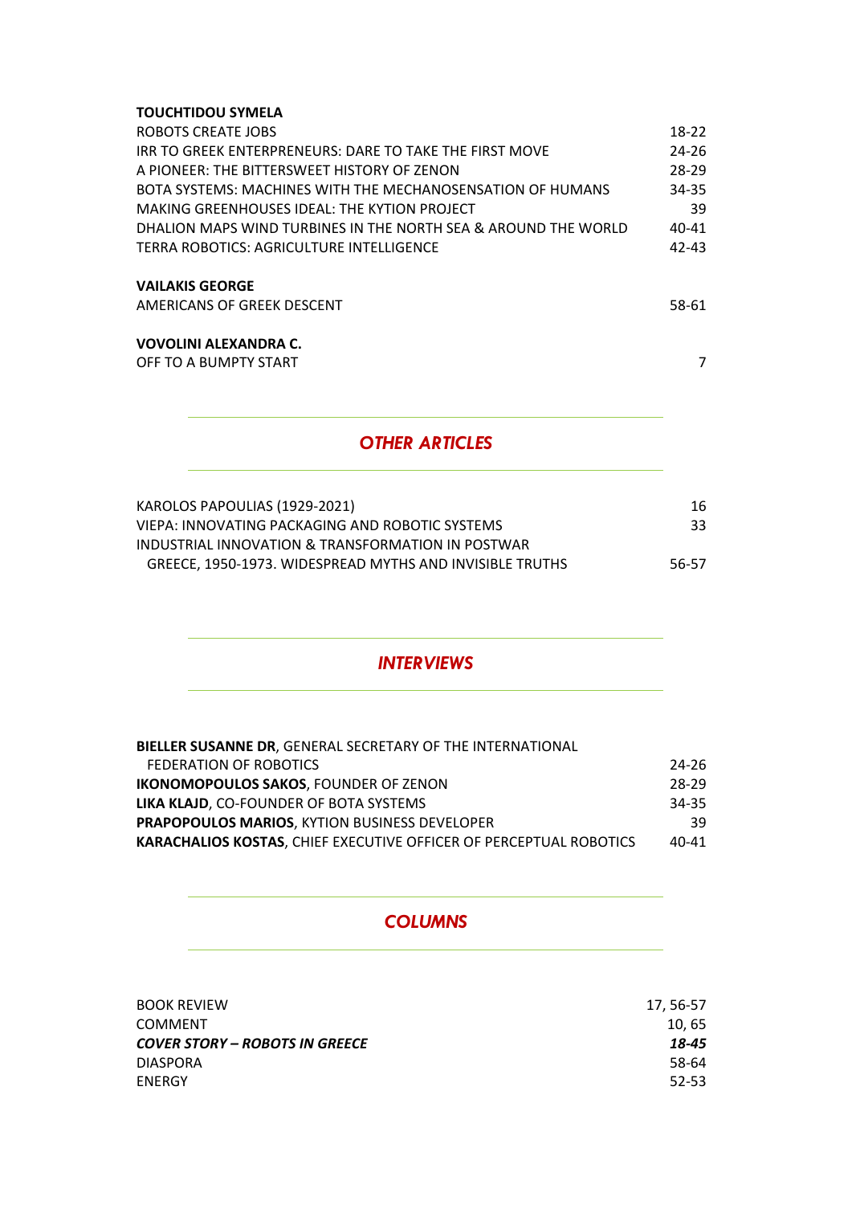**TOUCHTIDOU SYMELA**

| | |
|---|---|
| ROBOTS CREATE JOBS | 18-22 |
| IRR TO GREEK ENTERPRENEURS: DARE TO TAKE THE FIRST MOVE | 24-26 |
| A PIONEER: THE BITTERSWEET HISTORY OF ZENON | 28-29 |
| BOTA SYSTEMS: MACHINES WITH THE MECHANOSENSATION OF HUMANS | 34-35 |
| MAKING GREENHOUSES IDEAL: THE KYTION PROJECT | 39 |
| DHALION MAPS WIND TURBINES IN THE NORTH SEA & AROUND THE WORLD | 40-41 |
| TERRA ROBOTICS: AGRICULTURE INTELLIGENCE | 42-43 |

**VAILAKIS GEORGE**

| | |
|---|---|
| AMERICANS OF GREEK DESCENT | 58-61 |

**VOVOLINI ALEXANDRA C.**

| | |
|---|---|
| OFF TO A BUMPTY START | 7 |

## *OTHER ARTICLES*

| | |
|---|---|
| KAROLOS PAPOULIAS (1929-2021) | 16 |
| VIEPA: INNOVATING PACKAGING AND ROBOTIC SYSTEMS | 33 |
| INDUSTRIAL INNOVATION & TRANSFORMATION IN POSTWAR GREECE, 1950-1973. WIDESPREAD MYTHS AND INVISIBLE TRUTHS | 56-57 |

## *INTERVIEWS*

| | |
|---|---|
| **BIELLER SUSANNE DR**, GENERAL SECRETARY OF THE INTERNATIONAL FEDERATION OF ROBOTICS | 24-26 |
| **IKONOMOPOULOS SAKOS**, FOUNDER OF ZENON | 28-29 |
| **LIKA KLAJD**, CO-FOUNDER OF BOTA SYSTEMS | 34-35 |
| **PRAPOPOULOS MARIOS**, KYTION BUSINESS DEVELOPER | 39 |
| **KARACHALIOS KOSTAS**, CHIEF EXECUTIVE OFFICER OF PERCEPTUAL ROBOTICS | 40-41 |

## *COLUMNS*

| | |
|---|---|
| BOOK REVIEW | 17, 56-57 |
| COMMENT | 10, 65 |
| ***COVER STORY – ROBOTS IN GREECE*** | ***18-45*** |
| DIASPORA | 58-64 |
| ENERGY | 52-53 |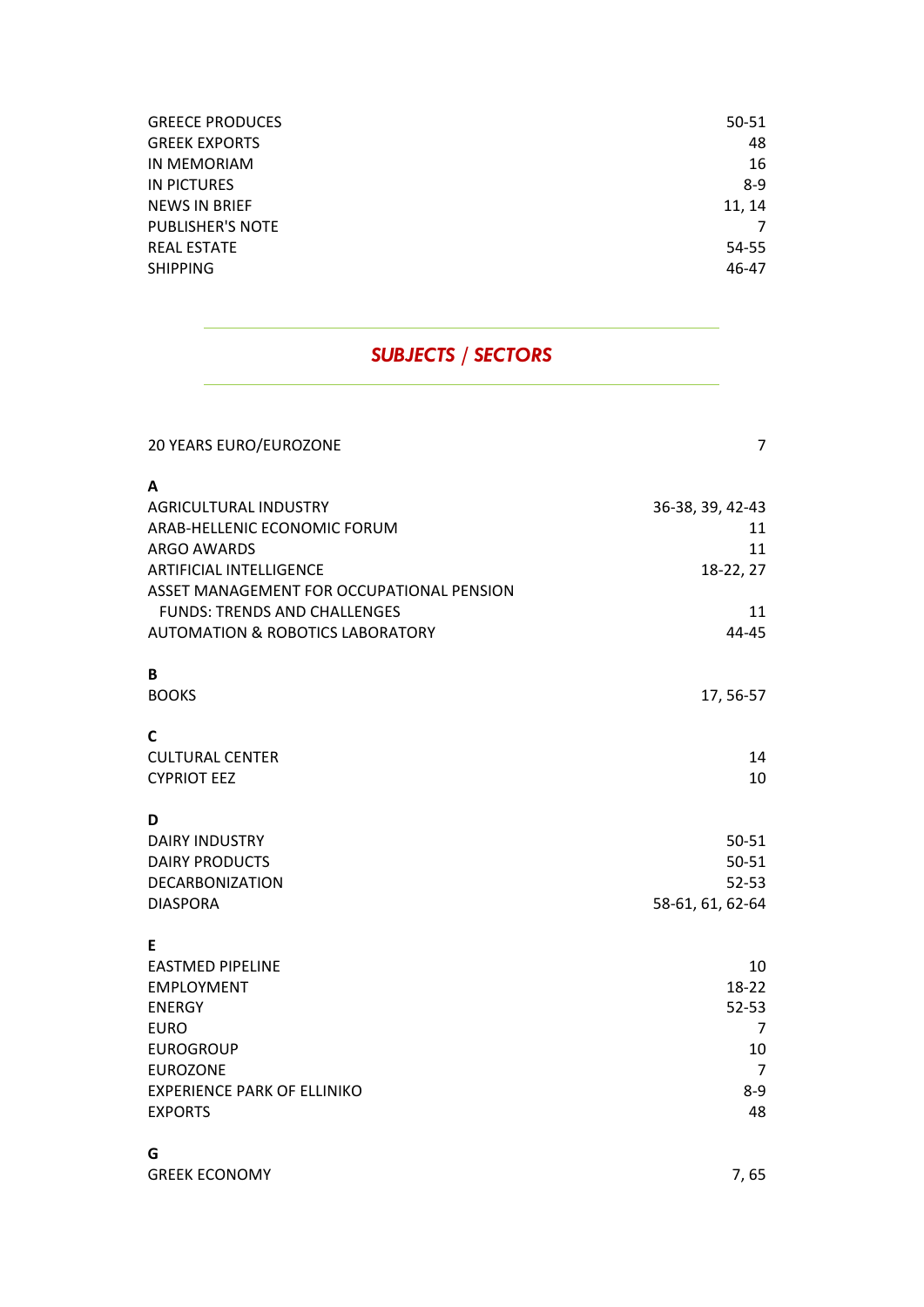| | |
|---|---|
| GREECE PRODUCES | 50-51 |
| GREEK EXPORTS | 48 |
| IN MEMORIAM | 16 |
| IN PICTURES | 8-9 |
| NEWS IN BRIEF | 11, 14 |
| PUBLISHER'S NOTE | 7 |
| REAL ESTATE | 54-55 |
| SHIPPING | 46-47 |

## *SUBJECTS / SECTORS*

| | |
|---|---|
| 20 YEARS EURO/EUROZONE | 7 |
| **A** | |
| AGRICULTURAL INDUSTRY | 36-38, 39, 42-43 |
| ARAB-HELLENIC ECONOMIC FORUM | 11 |
| ARGO AWARDS | 11 |
| ARTIFICIAL INTELLIGENCE | 18-22, 27 |
| ASSET MANAGEMENT FOR OCCUPATIONAL PENSION FUNDS: TRENDS AND CHALLENGES | 11 |
| AUTOMATION & ROBOTICS LABORATORY | 44-45 |
| **B** | |
| BOOKS | 17, 56-57 |
| **C** | |
| CULTURAL CENTER | 14 |
| CYPRIOT EEZ | 10 |
| **D** | |
| DAIRY INDUSTRY | 50-51 |
| DAIRY PRODUCTS | 50-51 |
| DECARBONIZATION | 52-53 |
| DIASPORA | 58-61, 61, 62-64 |
| **E** | |
| EASTMED PIPELINE | 10 |
| EMPLOYMENT | 18-22 |
| ENERGY | 52-53 |
| EURO | 7 |
| EUROGROUP | 10 |
| EUROZONE | 7 |
| EXPERIENCE PARK OF ELLINIKO | 8-9 |
| EXPORTS | 48 |
| **G** | |
| GREEK ECONOMY | 7, 65 |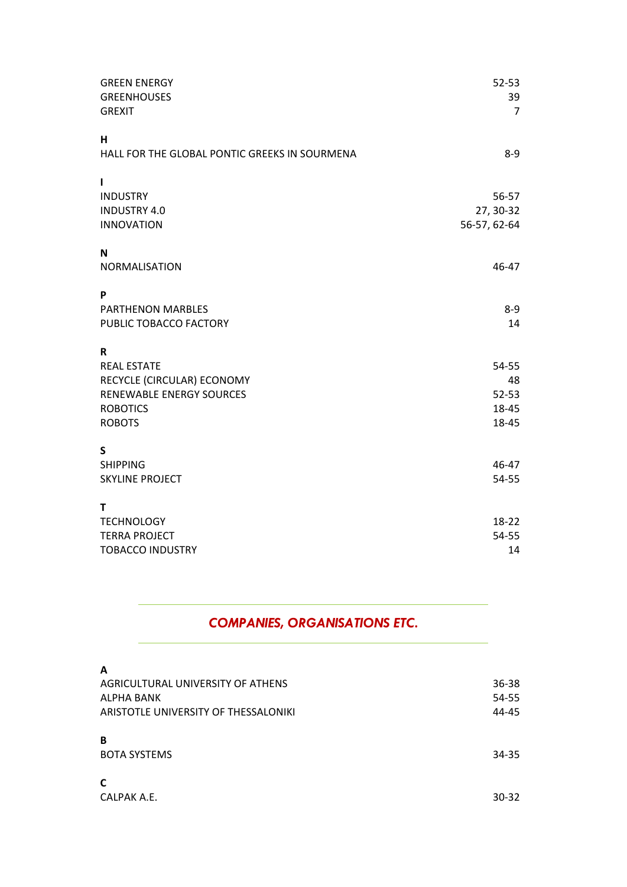GREEN ENERGY 52-53
GREENHOUSES 39
GREXIT 7

**H**

HALL FOR THE GLOBAL PONTIC GREEKS IN SOURMENA 8-9

**I**

INDUSTRY 56-57
INDUSTRY 4.0 27, 30-32
INNOVATION 56-57, 62-64

**N**

NORMALISATION 46-47

**P**

PARTHENON MARBLES 8-9
PUBLIC TOBACCO FACTORY 14

**R**

REAL ESTATE 54-55
RECYCLE (CIRCULAR) ECONOMY 48
RENEWABLE ENERGY SOURCES 52-53
ROBOTICS 18-45
ROBOTS 18-45

**S**

SHIPPING 46-47
SKYLINE PROJECT 54-55

**T**

TECHNOLOGY 18-22
TERRA PROJECT 54-55
TOBACCO INDUSTRY 14

## *COMPANIES, ORGANISATIONS ETC.*

**A**

AGRICULTURAL UNIVERSITY OF ATHENS 36-38
ALPHA BANK 54-55
ARISTOTLE UNIVERSITY OF THESSALONIKI 44-45

**B**

BOTA SYSTEMS 34-35

**C**

CALPAK A.E. 30-32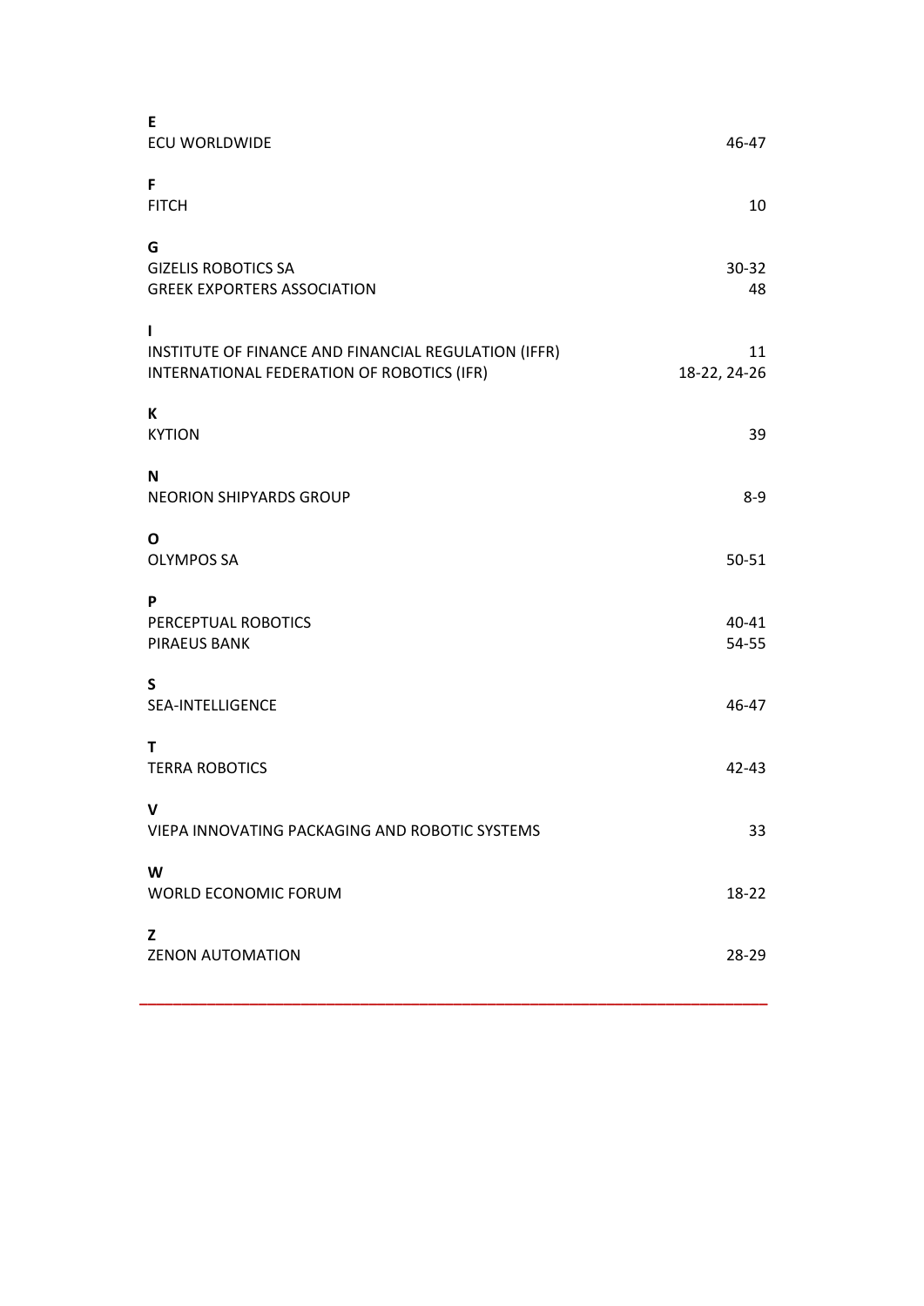**E**

| | |
|---|---|
| ECU WORLDWIDE | 46-47 |

**F**

| | |
|---|---|
| FITCH | 10 |

**G**

| | |
|---|---|
| GIZELIS ROBOTICS SA | 30-32 |
| GREEK EXPORTERS ASSOCIATION | 48 |

**I**

| | |
|---|---|
| INSTITUTE OF FINANCE AND FINANCIAL REGULATION (IFFR) | 11 |
| INTERNATIONAL FEDERATION OF ROBOTICS (IFR) | 18-22, 24-26 |

**K**

| | |
|---|---|
| KYTION | 39 |

**N**

| | |
|---|---|
| NEORION SHIPYARDS GROUP | 8-9 |

**O**

| | |
|---|---|
| OLYMPOS SA | 50-51 |

**P**

| | |
|---|---|
| PERCEPTUAL ROBOTICS | 40-41 |
| PIRAEUS BANK | 54-55 |

**S**

| | |
|---|---|
| SEA-INTELLIGENCE | 46-47 |

**T**

| | |
|---|---|
| TERRA ROBOTICS | 42-43 |

**V**

| | |
|---|---|
| VIEPA INNOVATING PACKAGING AND ROBOTIC SYSTEMS | 33 |

**W**

| | |
|---|---|
| WORLD ECONOMIC FORUM | 18-22 |

**Z**

| | |
|---|---|
| ZENON AUTOMATION | 28-29 |